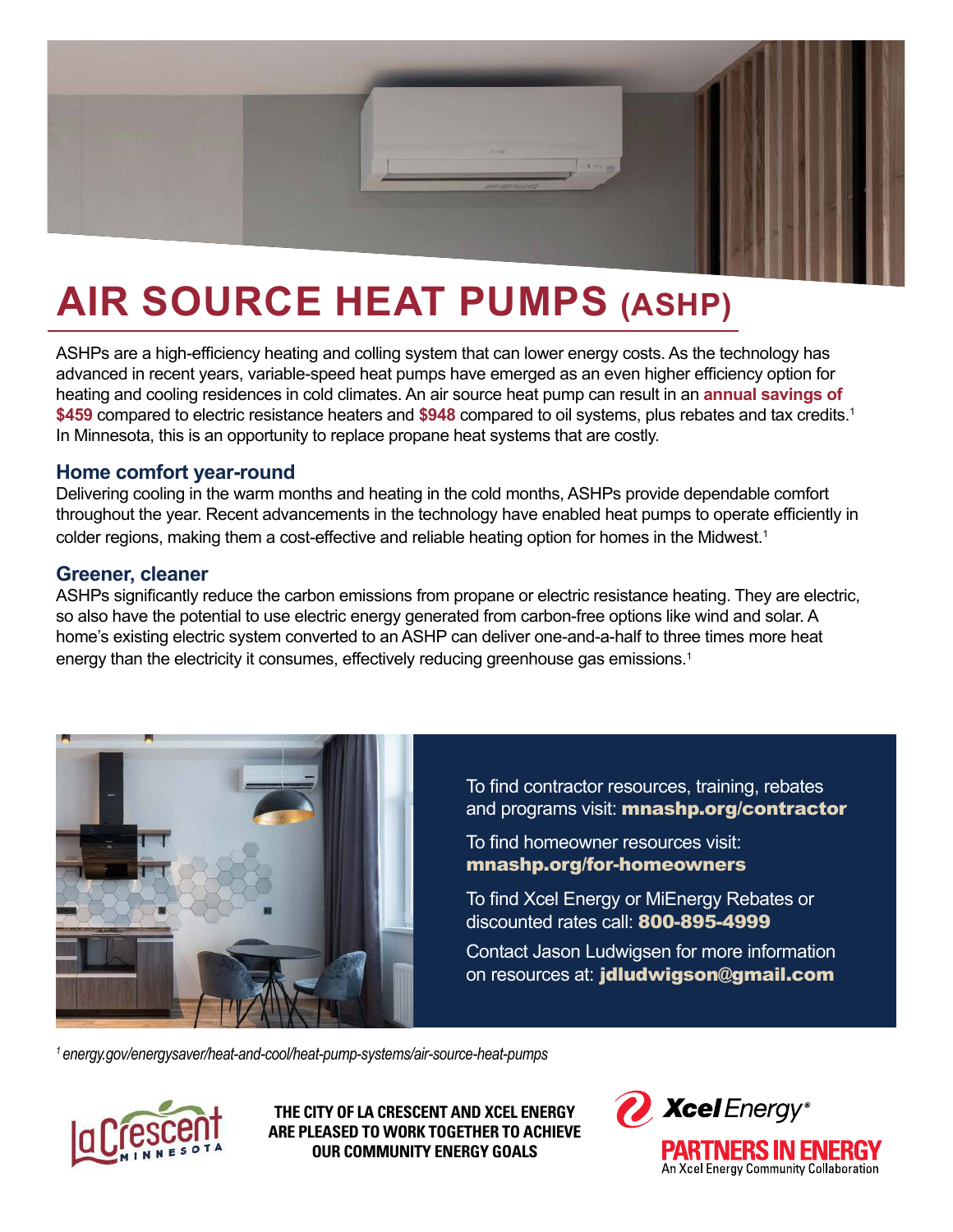# AIR SOURCE HEAT PUMPS (ASHP)

ASHPs are a high-efficiency heating and colling system that can lower energy costs. As the technology has advanced in recent years, variable-speed heat pumps have emerged as an even higher efficiency option for heating and cooling residences in cold climates. An air source heat pump can result in an **annual savings of $459** compared to electric resistance heaters and **$948** compared to oil systems, plus rebates and tax credits.[1] In Minnesota, this is an opportunity to replace propane heat systems that are costly.

## Home comfort year-round

Delivering cooling in the warm months and heating in the cold months, ASHPs provide dependable comfort throughout the year. Recent advancements in the technology have enabled heat pumps to operate efficiently in colder regions, making them a cost-effective and reliable heating option for homes in the Midwest.[1]

## Greener, cleaner

ASHPs significantly reduce the carbon emissions from propane or electric resistance heating. They are electric, so also have the potential to use electric energy generated from carbon-free options like wind and solar. A home's existing electric system converted to an ASHP can deliver one-and-a-half to three times more heat energy than the electricity it consumes, effectively reducing greenhouse gas emissions.[1]

To find contractor resources, training, rebates and programs visit: **mnashp.org/contractor**

To find homeowner resources visit: **mnashp.org/for-homeowners**

To find Xcel Energy or MiEnergy Rebates or discounted rates call: **800-895-4999**

Contact Jason Ludwigsen for more information on resources at: **jdludwigson@gmail.com**

*[1] energy.gov/energysaver/heat-and-cool/heat-pump-systems/air-source-heat-pumps*

La Crescent MINNESOTA

**THE CITY OF LA CRESCENT AND XCEL ENERGY ARE PLEASED TO WORK TOGETHER TO ACHIEVE OUR COMMUNITY ENERGY GOALS**

Xcel Energy®

**PARTNERS IN ENERGY**
An Xcel Energy Community Collaboration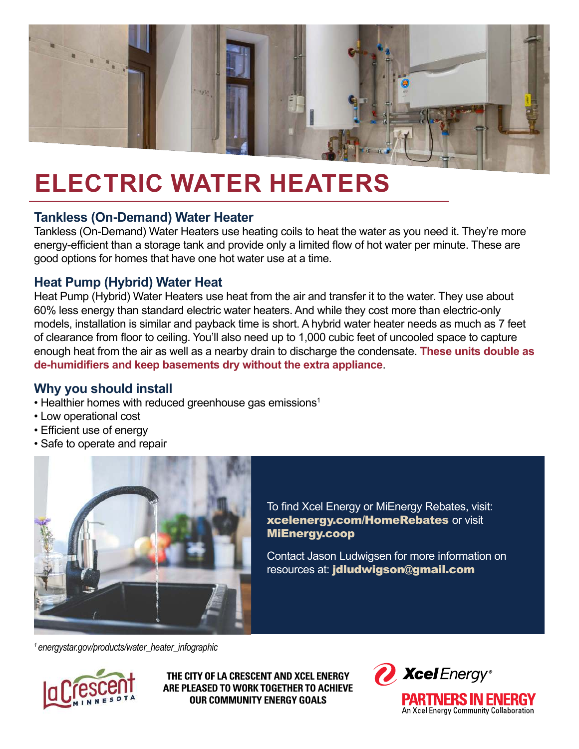# ELECTRIC WATER HEATERS

## Tankless (On-Demand) Water Heater

Tankless (On-Demand) Water Heaters use heating coils to heat the water as you need it. They're more energy-efficient than a storage tank and provide only a limited flow of hot water per minute. These are good options for homes that have one hot water use at a time.

## Heat Pump (Hybrid) Water Heat

Heat Pump (Hybrid) Water Heaters use heat from the air and transfer it to the water. They use about 60% less energy than standard electric water heaters. And while they cost more than electric-only models, installation is similar and payback time is short. A hybrid water heater needs as much as 7 feet of clearance from floor to ceiling. You'll also need up to 1,000 cubic feet of uncooled space to capture enough heat from the air as well as a nearby drain to discharge the condensate. **These units double as de-humidifiers and keep basements dry without the extra appliance**.

## Why you should install

- Healthier homes with reduced greenhouse gas emissions[1]
- Low operational cost
- Efficient use of energy
- Safe to operate and repair

To find Xcel Energy or MiEnergy Rebates, visit: **xcelenergy.com/HomeRebates** or visit **MiEnergy.coop**

Contact Jason Ludwigsen for more information on resources at: **jdludwigson@gmail.com**

*[1] energystar.gov/products/water_heater_infographic*

**THE CITY OF LA CRESCENT AND XCEL ENERGY ARE PLEASED TO WORK TOGETHER TO ACHIEVE OUR COMMUNITY ENERGY GOALS**

La Crescent Minnesota

Xcel Energy® PARTNERS IN ENERGY — An Xcel Energy Community Collaboration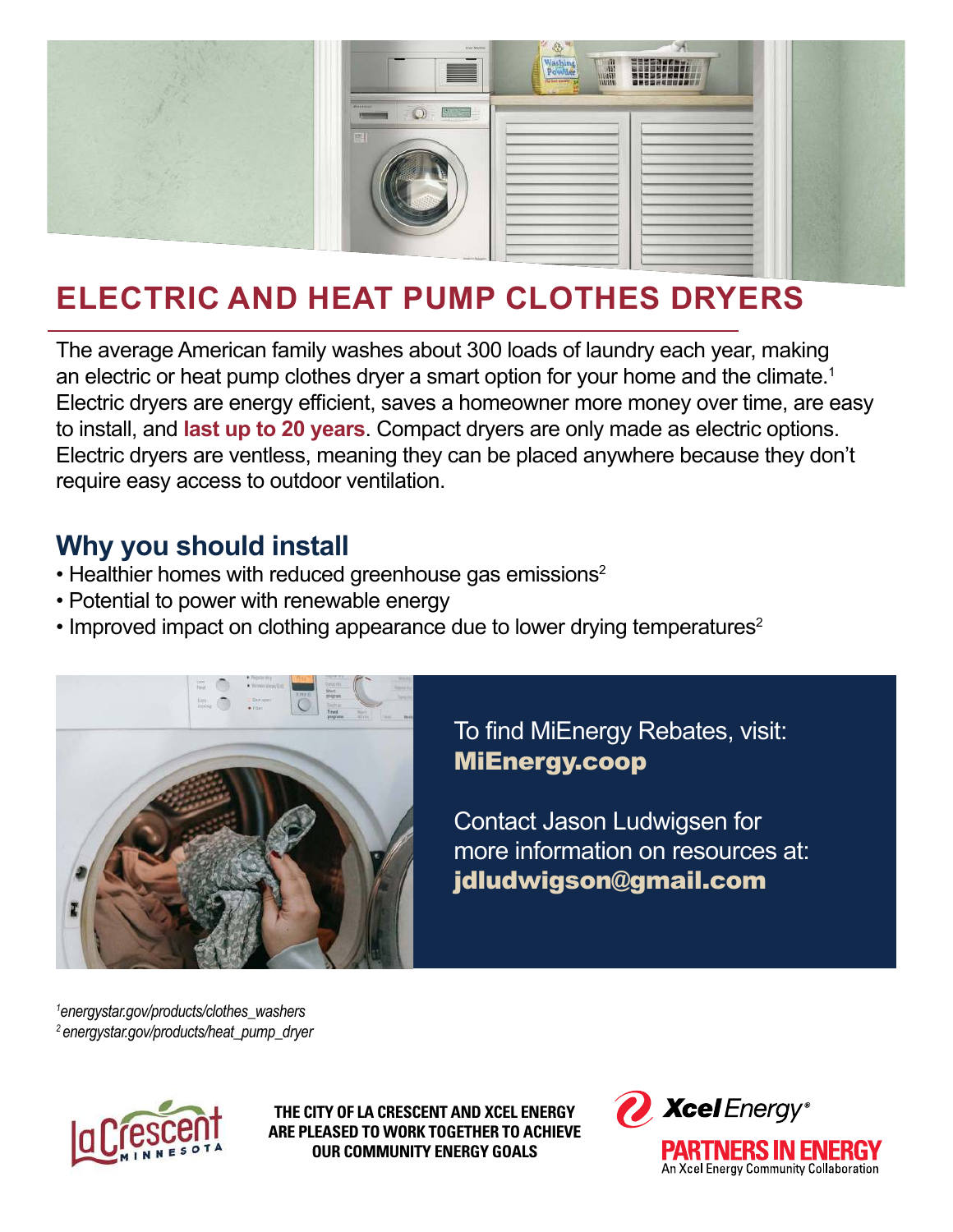# ELECTRIC AND HEAT PUMP CLOTHES DRYERS

The average American family washes about 300 loads of laundry each year, making an electric or heat pump clothes dryer a smart option for your home and the climate.[1] Electric dryers are energy efficient, saves a homeowner more money over time, are easy to install, and **last up to 20 years**. Compact dryers are only made as electric options. Electric dryers are ventless, meaning they can be placed anywhere because they don't require easy access to outdoor ventilation.

## Why you should install

- Healthier homes with reduced greenhouse gas emissions[2]
- Potential to power with renewable energy
- Improved impact on clothing appearance due to lower drying temperatures[2]

To find MiEnergy Rebates, visit:
**MiEnergy.coop**

Contact Jason Ludwigsen for more information on resources at:
**jdludwigson@gmail.com**

[1] *energystar.gov/products/clothes_washers*
[2] *energystar.gov/products/heat_pump_dryer*

La Crescent MINNESOTA

**THE CITY OF LA CRESCENT AND XCEL ENERGY ARE PLEASED TO WORK TOGETHER TO ACHIEVE OUR COMMUNITY ENERGY GOALS**

Xcel Energy® PARTNERS IN ENERGY — An Xcel Energy Community Collaboration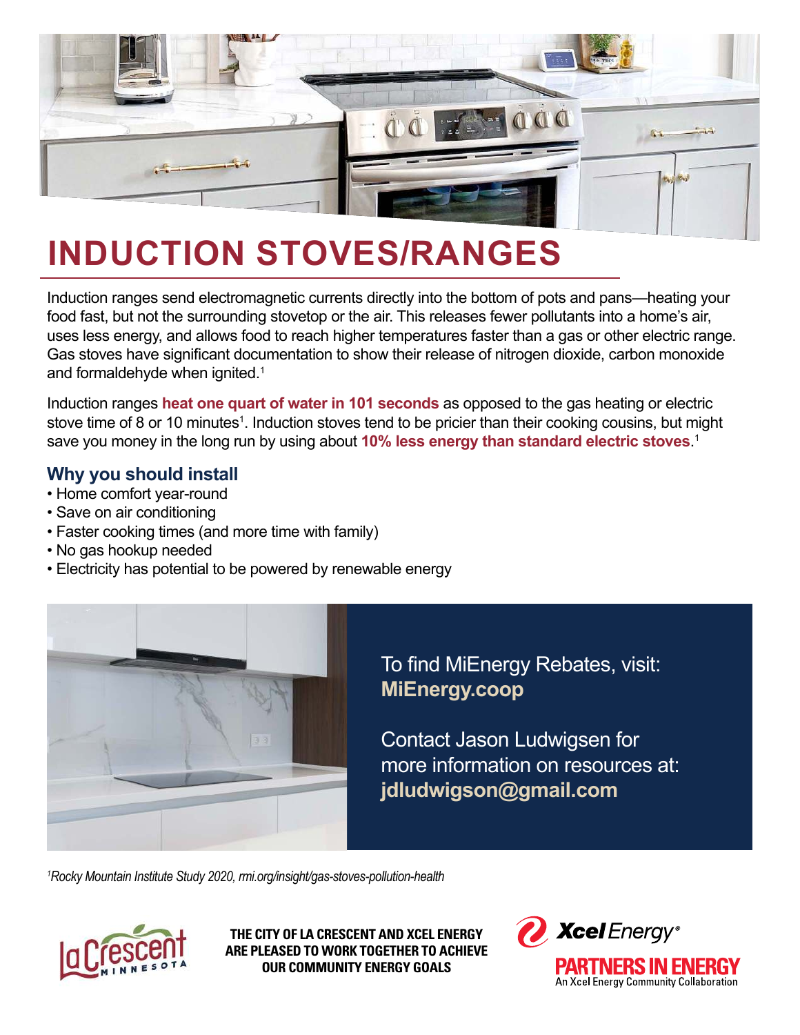# INDUCTION STOVES/RANGES

Induction ranges send electromagnetic currents directly into the bottom of pots and pans—heating your food fast, but not the surrounding stovetop or the air. This releases fewer pollutants into a home's air, uses less energy, and allows food to reach higher temperatures faster than a gas or other electric range. Gas stoves have significant documentation to show their release of nitrogen dioxide, carbon monoxide and formaldehyde when ignited.[1]

Induction ranges **heat one quart of water in 101 seconds** as opposed to the gas heating or electric stove time of 8 or 10 minutes[1]. Induction stoves tend to be pricier than their cooking cousins, but might save you money in the long run by using about **10% less energy than standard electric stoves**.[1]

## Why you should install

- Home comfort year-round
- Save on air conditioning
- Faster cooking times (and more time with family)
- No gas hookup needed
- Electricity has potential to be powered by renewable energy

To find MiEnergy Rebates, visit: **MiEnergy.coop**

Contact Jason Ludwigsen for more information on resources at: **jdludwigson@gmail.com**

*[1]Rocky Mountain Institute Study 2020, rmi.org/insight/gas-stoves-pollution-health*

La Crescent MINNESOTA

**THE CITY OF LA CRESCENT AND XCEL ENERGY ARE PLEASED TO WORK TOGETHER TO ACHIEVE OUR COMMUNITY ENERGY GOALS**

Xcel Energy®
PARTNERS IN ENERGY
An Xcel Energy Community Collaboration